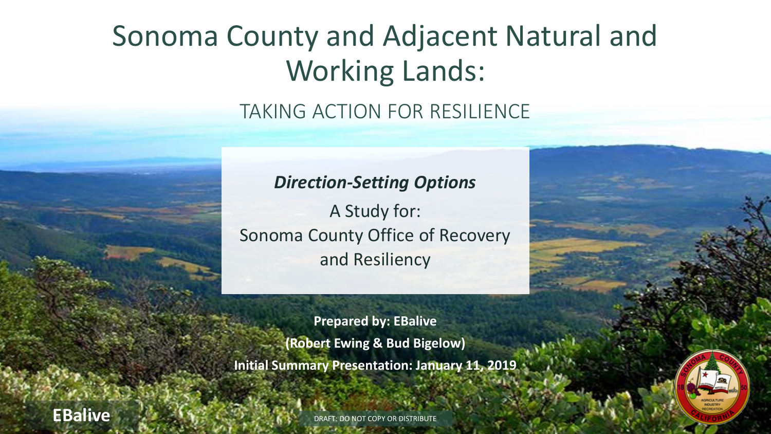# Sonoma County and Adjacent Natural and Working Lands:

## TAKING ACTION FOR RESILIENCE

***Direction-Setting Options***

A Study for:
Sonoma County Office of Recovery and Resiliency

**Prepared by: EBalive**

**(Robert Ewing & Bud Bigelow)**

**Initial Summary Presentation: January 11, 2019**

**EBalive**

DRAFT: DO NOT COPY OR DISTRIBUTE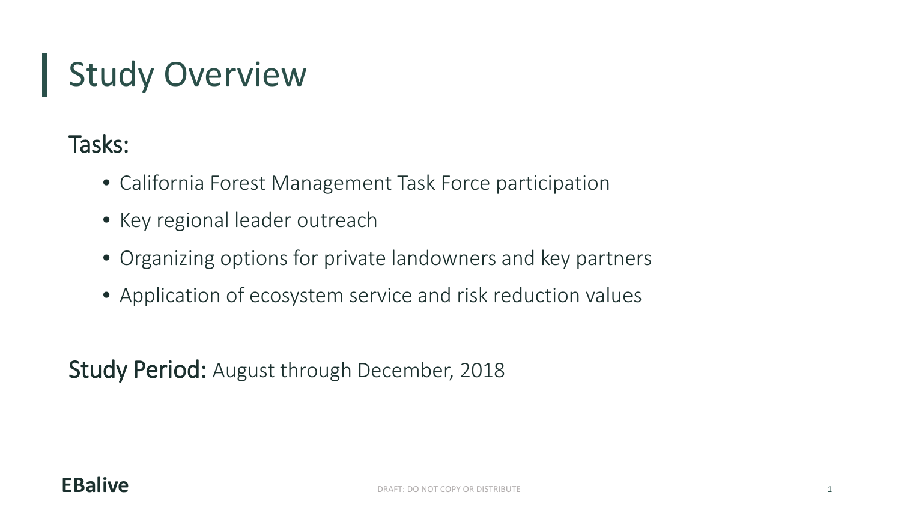# Study Overview

## Tasks:

- California Forest Management Task Force participation
- Key regional leader outreach
- Organizing options for private landowners and key partners
- Application of ecosystem service and risk reduction values

**Study Period:** August through December, 2018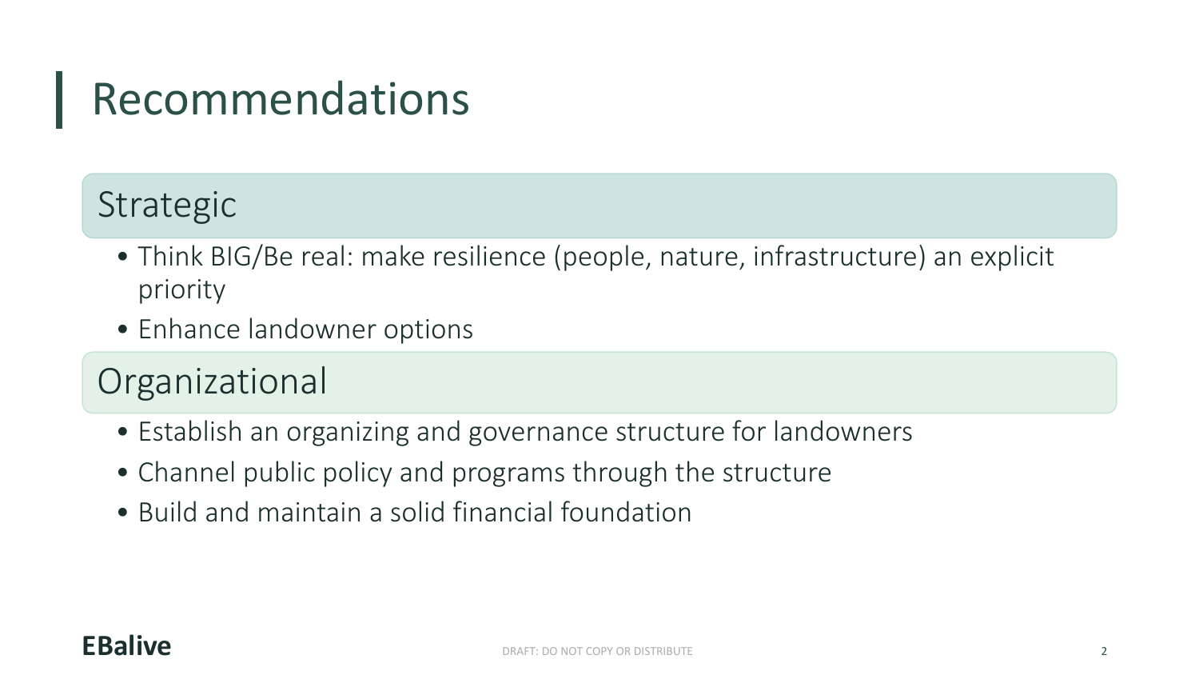# Recommendations

## Strategic

- Think BIG/Be real: make resilience (people, nature, infrastructure) an explicit priority
- Enhance landowner options

## Organizational

- Establish an organizing and governance structure for landowners
- Channel public policy and programs through the structure
- Build and maintain a solid financial foundation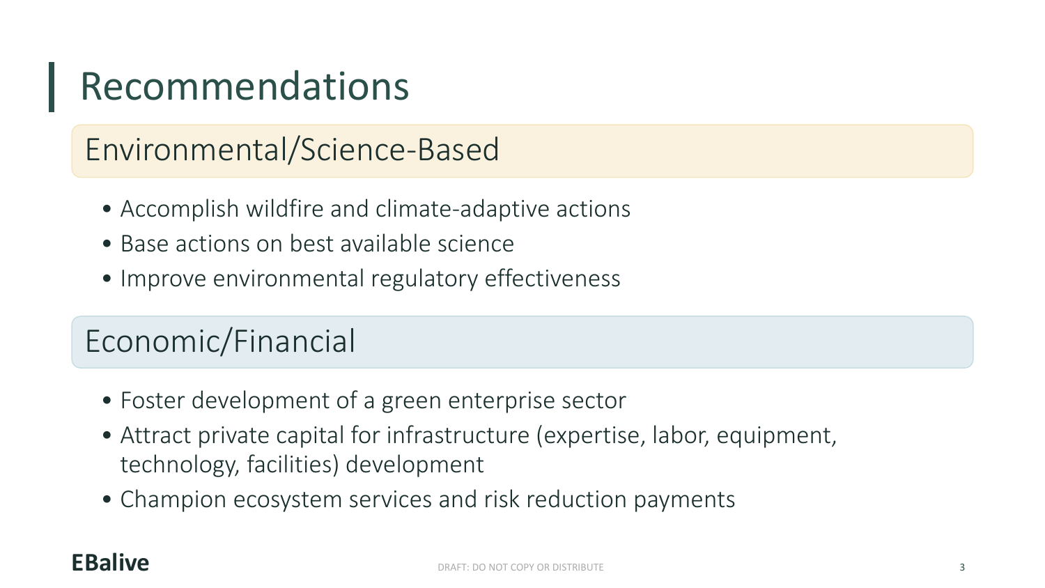# Recommendations

## Environmental/Science-Based

- Accomplish wildfire and climate-adaptive actions
- Base actions on best available science
- Improve environmental regulatory effectiveness

## Economic/Financial

- Foster development of a green enterprise sector
- Attract private capital for infrastructure (expertise, labor, equipment, technology, facilities) development
- Champion ecosystem services and risk reduction payments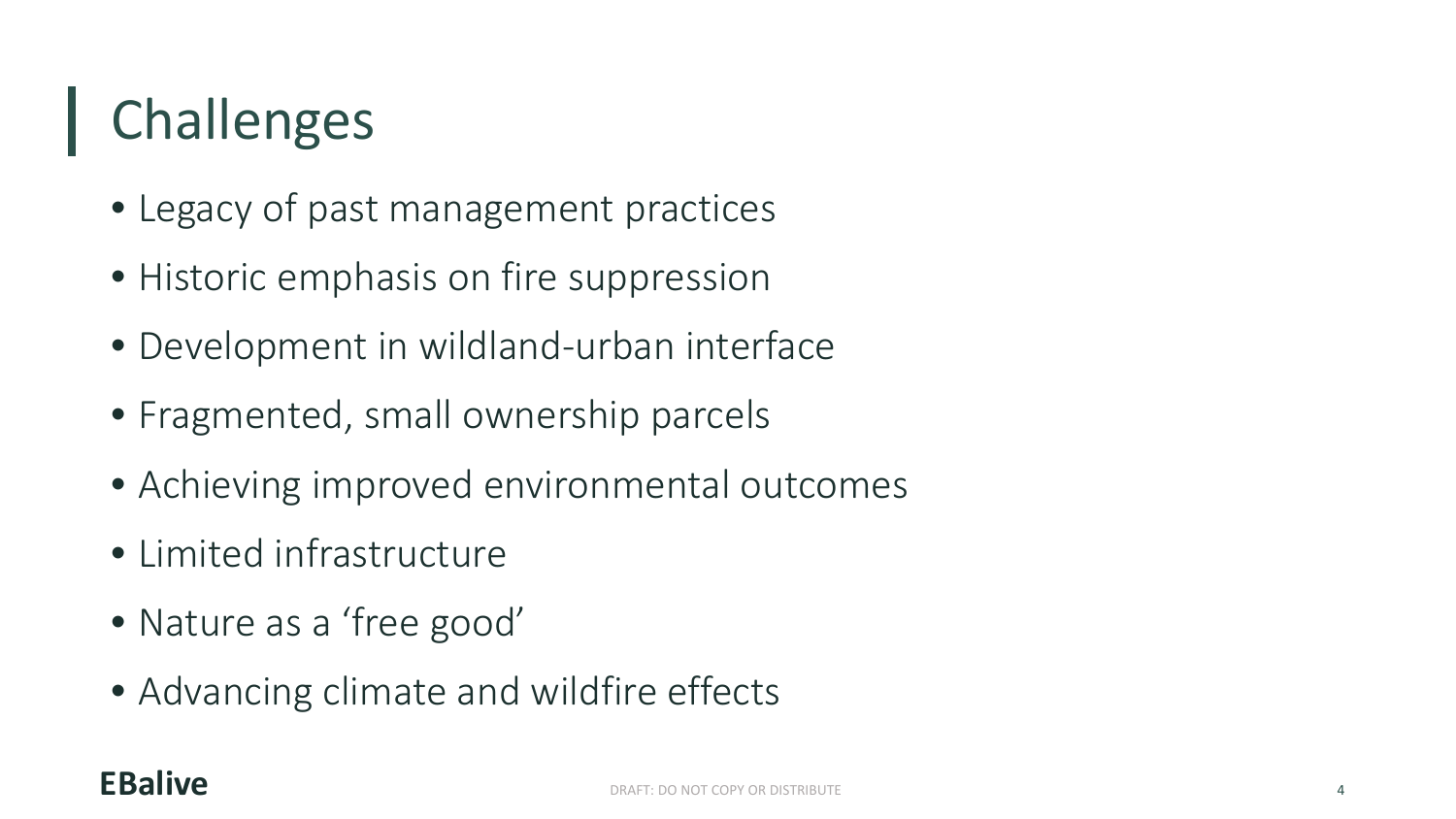# Challenges

- Legacy of past management practices
- Historic emphasis on fire suppression
- Development in wildland-urban interface
- Fragmented, small ownership parcels
- Achieving improved environmental outcomes
- Limited infrastructure
- Nature as a 'free good'
- Advancing climate and wildfire effects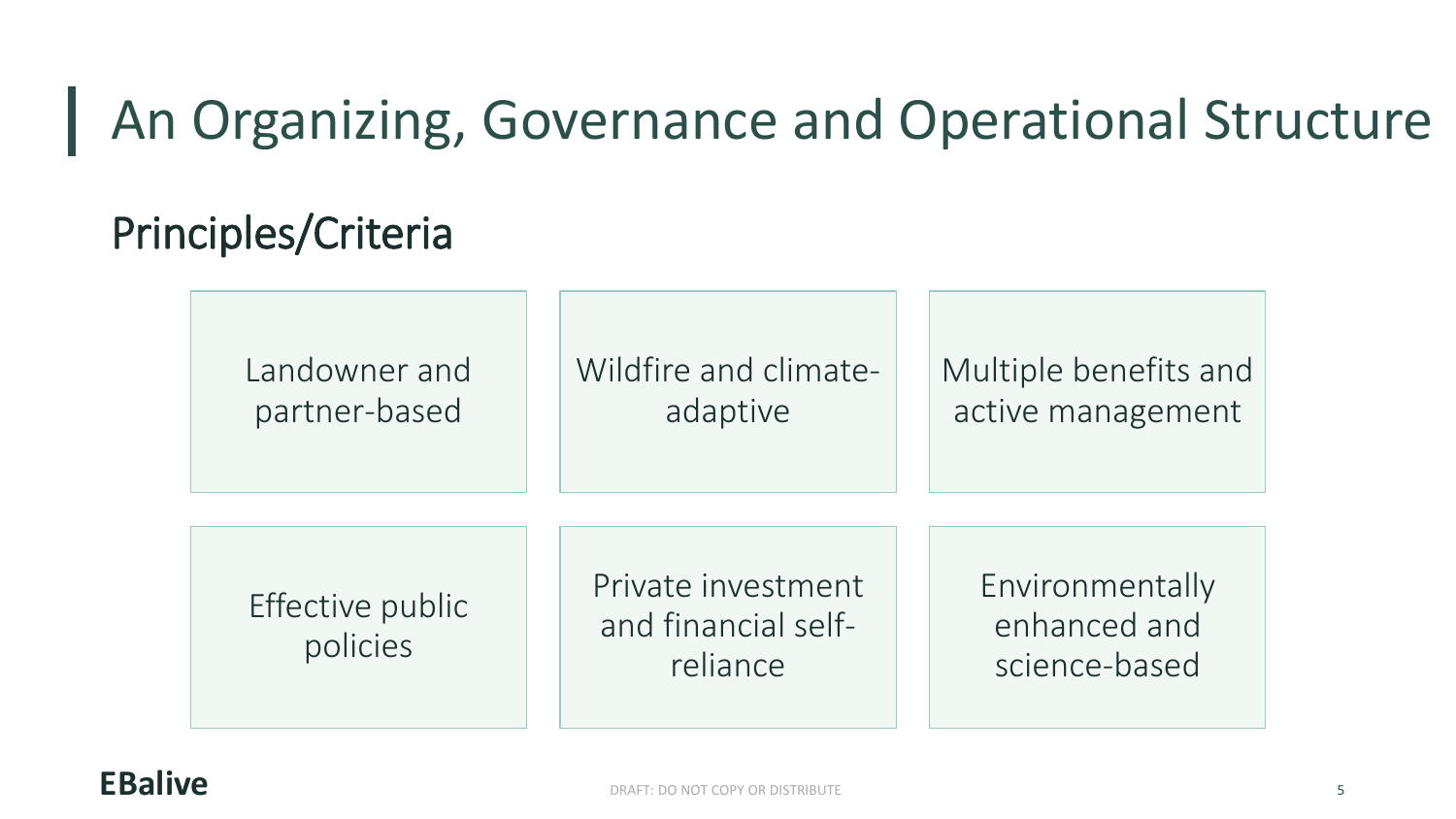# An Organizing, Governance and Operational Structure

## Principles/Criteria

- Landowner and partner-based
- Wildfire and climate-adaptive
- Multiple benefits and active management
- Effective public policies
- Private investment and financial self-reliance
- Environmentally enhanced and science-based

EBalive

DRAFT: DO NOT COPY OR DISTRIBUTE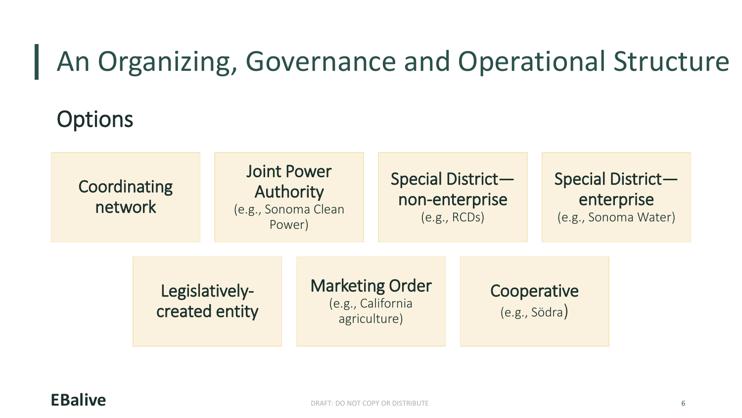# An Organizing, Governance and Operational Structure

## Options

- Coordinating network
- Joint Power Authority (e.g., Sonoma Clean Power)
- Special District—non-enterprise (e.g., RCDs)
- Special District—enterprise (e.g., Sonoma Water)
- Legislatively-created entity
- Marketing Order (e.g., California agriculture)
- Cooperative (e.g., Södra)

EBalive

DRAFT: DO NOT COPY OR DISTRIBUTE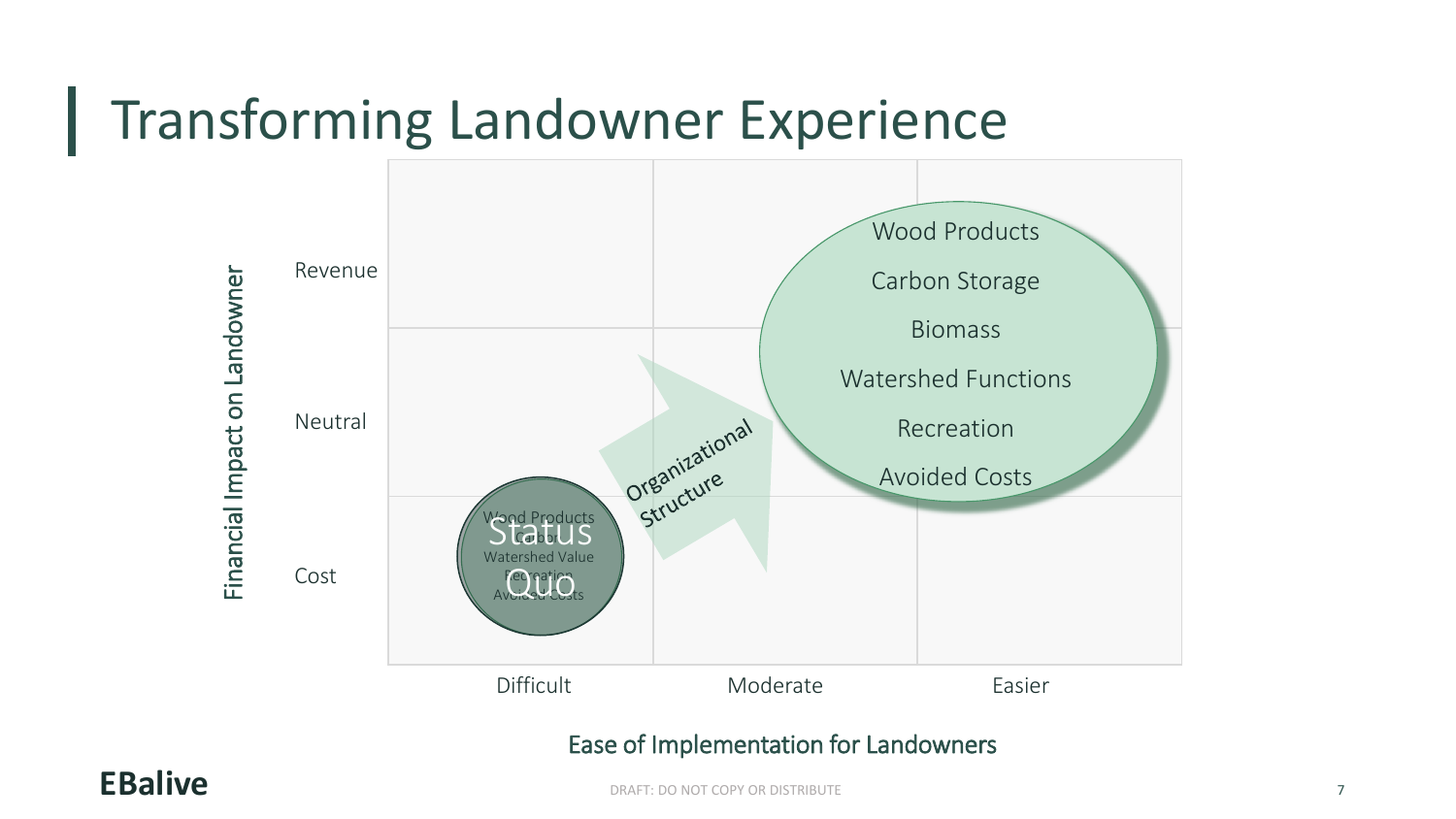# Transforming Landowner Experience

Financial Impact on Landowner

Revenue

Neutral

Cost

Status Quo

Wood Products
Carbon
Watershed Value
Recreation
Avoided Costs

Organizational Structure

Wood Products

Carbon Storage

Biomass

Watershed Functions

Recreation

Avoided Costs

Difficult | Moderate | Easier

Ease of Implementation for Landowners

**EBalive**

DRAFT: DO NOT COPY OR DISTRIBUTE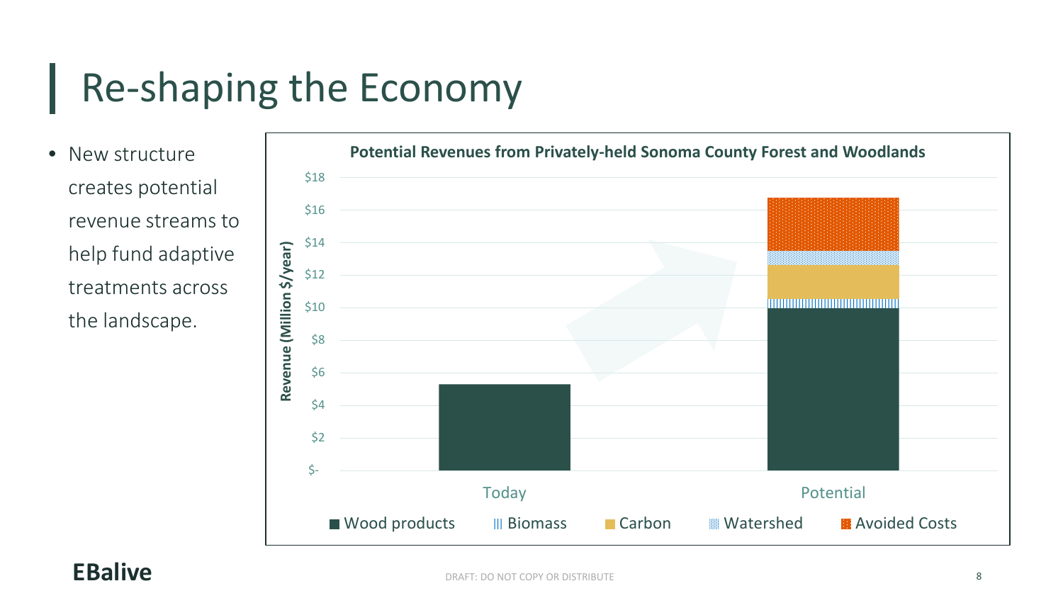# Re-shaping the Economy

- New structure creates potential revenue streams to help fund adaptive treatments across the landscape.

**Potential Revenues from Privately-held Sonoma County Forest and Woodlands**

Revenue (Million $/year)

$18, $16, $14, $12, $10, $8, $6, $4, $2, $-

Today | Potential

■ Wood products ||| Biomass ■ Carbon ▒ Watershed ■ Avoided Costs

**EBalive**

DRAFT: DO NOT COPY OR DISTRIBUTE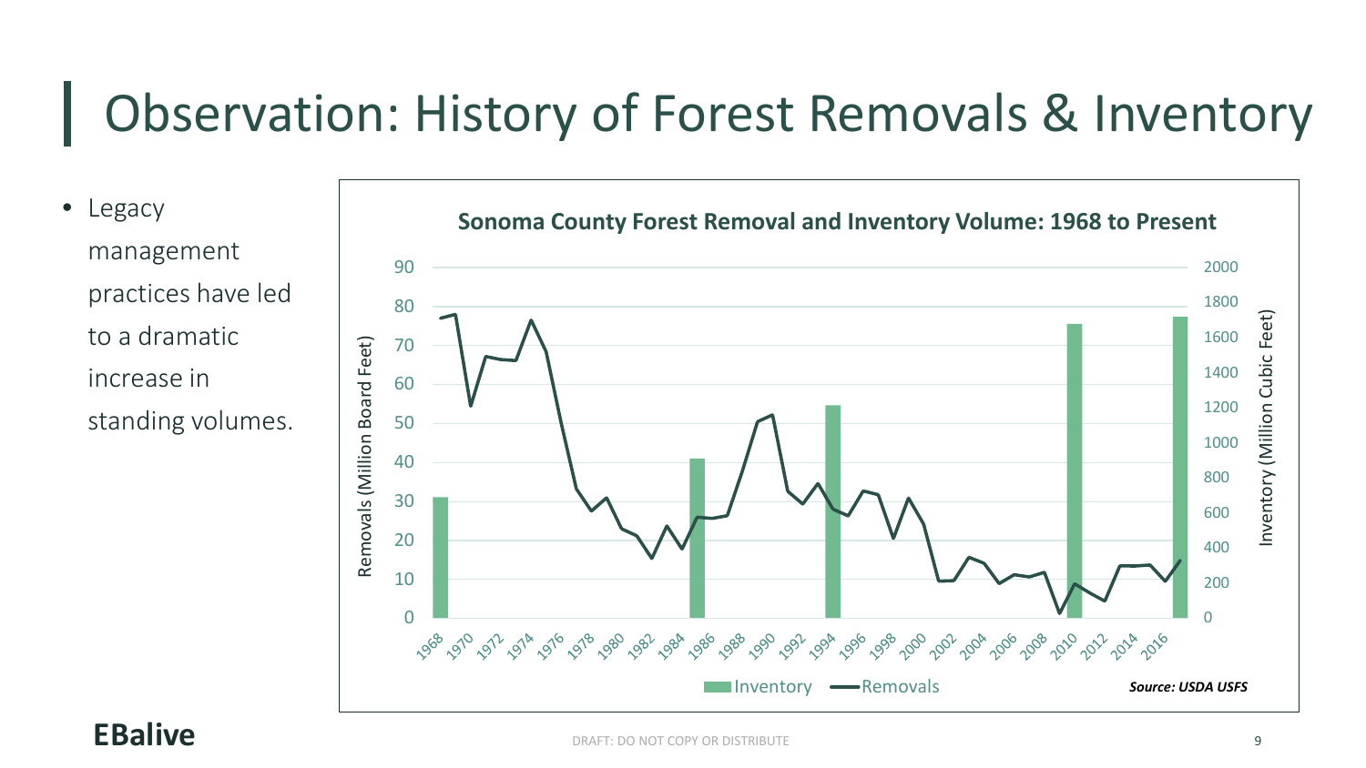# Observation: History of Forest Removals & Inventory

- Legacy management practices have led to a dramatic increase in standing volumes.

**Sonoma County Forest Removal and Inventory Volume: 1968 to Present**

Removals (Million Board Feet) | Inventory (Million Cubic Feet)

Inventory — Removals

***Source: USDA USFS***

**EBalive**

DRAFT: DO NOT COPY OR DISTRIBUTE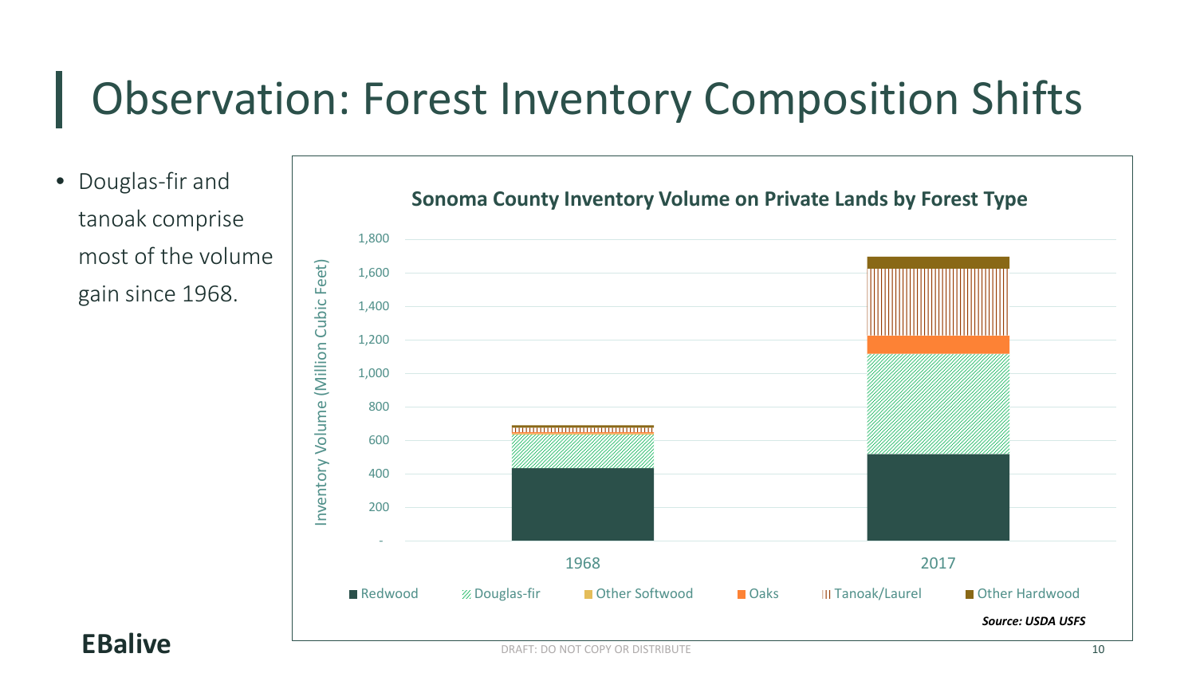# Observation: Forest Inventory Composition Shifts

- Douglas-fir and tanoak comprise most of the volume gain since 1968.

**Sonoma County Inventory Volume on Private Lands by Forest Type**

Inventory Volume (Million Cubic Feet)

1,800
1,600
1,400
1,200
1,000
800
600
400
200
-

1968 2017

Redwood | Douglas-fir | Other Softwood | Oaks | Tanoak/Laurel | Other Hardwood

***Source: USDA USFS***

**EBalive**

DRAFT: DO NOT COPY OR DISTRIBUTE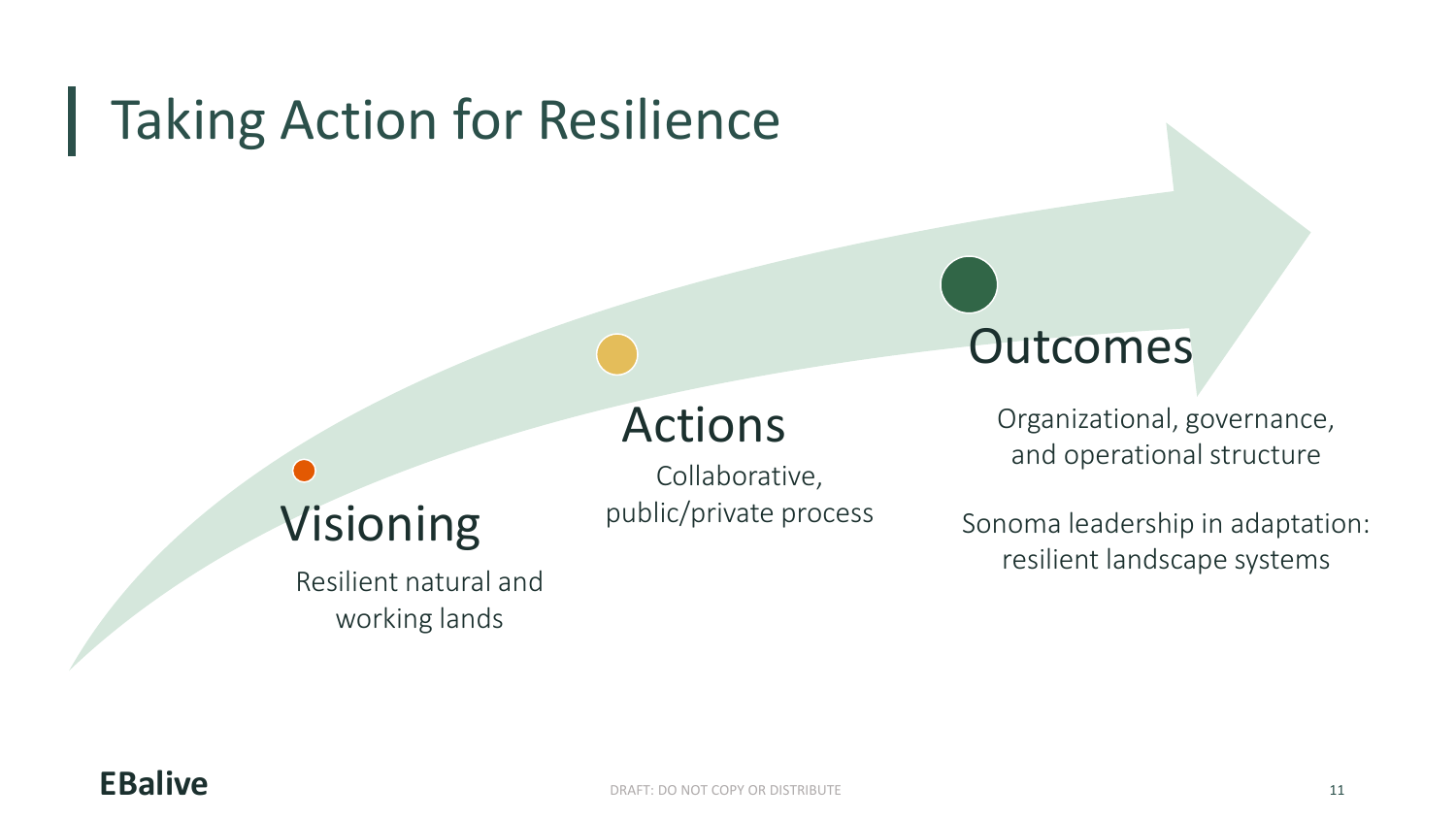# Taking Action for Resilience

### Visioning

Resilient natural and working lands

### Actions

Collaborative, public/private process

### Outcomes

Organizational, governance, and operational structure

Sonoma leadership in adaptation: resilient landscape systems

**EBalive**

DRAFT: DO NOT COPY OR DISTRIBUTE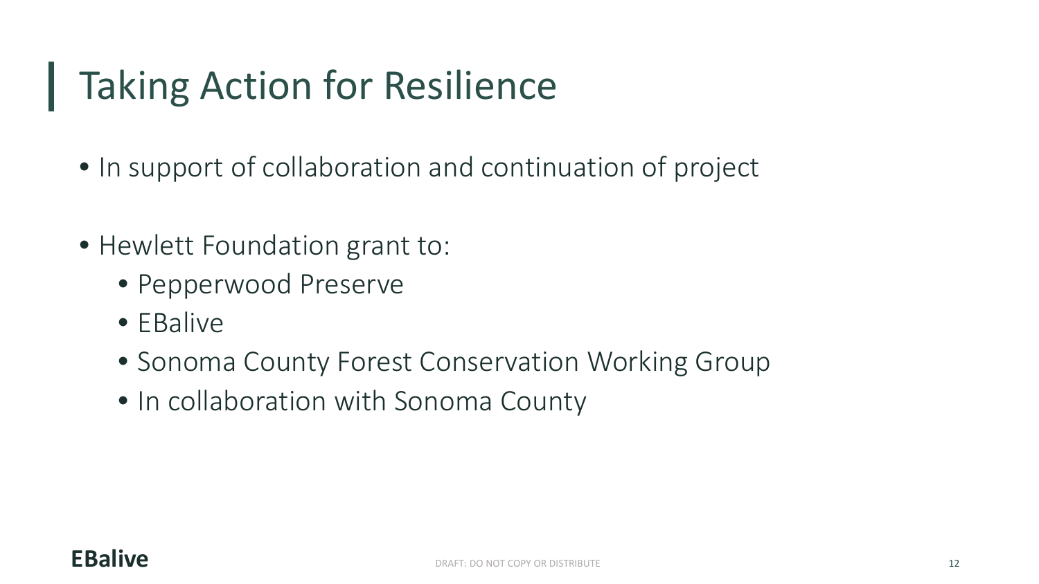# Taking Action for Resilience

- In support of collaboration and continuation of project

- Hewlett Foundation grant to:
  - Pepperwood Preserve
  - EBalive
  - Sonoma County Forest Conservation Working Group
  - In collaboration with Sonoma County